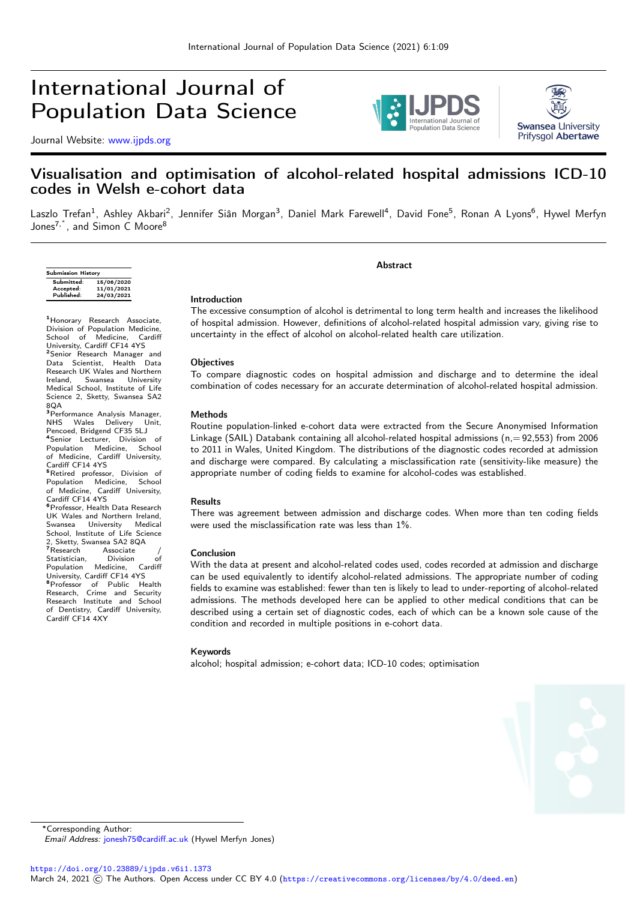# International Journal of Population Data Science

Journal Website: www.ijpds.org

# Visualisation and optimisation of alcohol-related hospital admissions ICD-10 codes in Welsh e-cohort data

Laszlo Trefan[1], Ashley Akbari[2], Jennifer Siân Morgan[3], Daniel Mark Farewell[4], David Fone[5], Ronan A Lyons[6], Hywel Merfyn Jones[7,*], and Simon C Moore[8]

| Submission History | |
|---|---|
| Submitted: | 15/06/2020 |
| Accepted: | 11/01/2021 |
| Published: | 24/03/2021 |

[1]Honorary Research Associate, Division of Population Medicine, School of Medicine, Cardiff University, Cardiff CF14 4YS
[2]Senior Research Manager and Data Scientist, Health Data Research UK Wales and Northern Ireland, Swansea University Medical School, Institute of Life Science 2, Sketty, Swansea SA2 8QA
[3]Performance Analysis Manager, NHS Wales Delivery Unit, Pencoed, Bridgend CF35 5LJ
[4]Senior Lecturer, Division of Population Medicine, School of Medicine, Cardiff University, Cardiff CF14 4YS
[5]Retired professor, Division of Population Medicine, School of Medicine, Cardiff University, Cardiff CF14 4YS
[6]Professor, Health Data Research UK Wales and Northern Ireland, Swansea University Medical School, Institute of Life Science 2, Sketty, Swansea SA2 8QA
[7]Research Associate / Statistician, Division of Population Medicine, Cardiff University, Cardiff CF14 4YS
[8]Professor of Public Health Research, Crime and Security Research Institute and School of Dentistry, Cardiff University, Cardiff CF14 4XY

## Abstract

### Introduction

The excessive consumption of alcohol is detrimental to long term health and increases the likelihood of hospital admission. However, definitions of alcohol-related hospital admission vary, giving rise to uncertainty in the effect of alcohol on alcohol-related health care utilization.

### Objectives

To compare diagnostic codes on hospital admission and discharge and to determine the ideal combination of codes necessary for an accurate determination of alcohol-related hospital admission.

### Methods

Routine population-linked e-cohort data were extracted from the Secure Anonymised Information Linkage (SAIL) Databank containing all alcohol-related hospital admissions (n,=92,553) from 2006 to 2011 in Wales, United Kingdom. The distributions of the diagnostic codes recorded at admission and discharge were compared. By calculating a misclassification rate (sensitivity-like measure) the appropriate number of coding fields to examine for alcohol-codes was established.

### Results

There was agreement between admission and discharge codes. When more than ten coding fields were used the misclassification rate was less than 1%.

### Conclusion

With the data at present and alcohol-related codes used, codes recorded at admission and discharge can be used equivalently to identify alcohol-related admissions. The appropriate number of coding fields to examine was established: fewer than ten is likely to lead to under-reporting of alcohol-related admissions. The methods developed here can be applied to other medical conditions that can be described using a certain set of diagnostic codes, each of which can be a known sole cause of the condition and recorded in multiple positions in e-cohort data.

### Keywords

alcohol; hospital admission; e-cohort data; ICD-10 codes; optimisation

*Corresponding Author:
*Email Address:* jonesh75@cardiff.ac.uk (Hywel Merfyn Jones)

https://doi.org/10.23889/ijpds.v6i1.1373
March 24, 2021 © The Authors. Open Access under CC BY 4.0 (https://creativecommons.org/licenses/by/4.0/deed.en)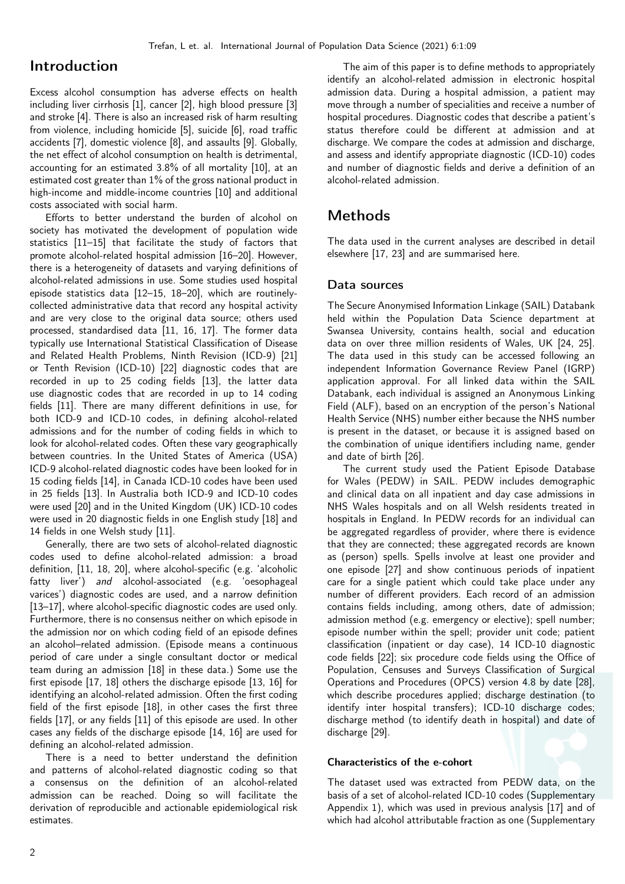## Introduction

Excess alcohol consumption has adverse effects on health including liver cirrhosis [1], cancer [2], high blood pressure [3] and stroke [4]. There is also an increased risk of harm resulting from violence, including homicide [5], suicide [6], road traffic accidents [7], domestic violence [8], and assaults [9]. Globally, the net effect of alcohol consumption on health is detrimental, accounting for an estimated 3.8% of all mortality [10], at an estimated cost greater than 1% of the gross national product in high-income and middle-income countries [10] and additional costs associated with social harm.

Efforts to better understand the burden of alcohol on society has motivated the development of population wide statistics [11–15] that facilitate the study of factors that promote alcohol-related hospital admission [16–20]. However, there is a heterogeneity of datasets and varying definitions of alcohol-related admissions in use. Some studies used hospital episode statistics data [12–15, 18–20], which are routinely-collected administrative data that record any hospital activity and are very close to the original data source; others used processed, standardised data [11, 16, 17]. The former data typically use International Statistical Classification of Disease and Related Health Problems, Ninth Revision (ICD-9) [21] or Tenth Revision (ICD-10) [22] diagnostic codes that are recorded in up to 25 coding fields [13], the latter data use diagnostic codes that are recorded in up to 14 coding fields [11]. There are many different definitions in use, for both ICD-9 and ICD-10 codes, in defining alcohol-related admissions and for the number of coding fields in which to look for alcohol-related codes. Often these vary geographically between countries. In the United States of America (USA) ICD-9 alcohol-related diagnostic codes have been looked for in 15 coding fields [14], in Canada ICD-10 codes have been used in 25 fields [13]. In Australia both ICD-9 and ICD-10 codes were used [20] and in the United Kingdom (UK) ICD-10 codes were used in 20 diagnostic fields in one English study [18] and 14 fields in one Welsh study [11].

Generally, there are two sets of alcohol-related diagnostic codes used to define alcohol-related admission: a broad definition, [11, 18, 20], where alcohol-specific (e.g. 'alcoholic fatty liver') *and* alcohol-associated (e.g. 'oesophageal varices') diagnostic codes are used, and a narrow definition [13–17], where alcohol-specific diagnostic codes are used only. Furthermore, there is no consensus neither on which episode in the admission nor on which coding field of an episode defines an alcohol–related admission. (Episode means a continuous period of care under a single consultant doctor or medical team during an admission [18] in these data.) Some use the first episode [17, 18] others the discharge episode [13, 16] for identifying an alcohol-related admission. Often the first coding field of the first episode [18], in other cases the first three fields [17], or any fields [11] of this episode are used. In other cases any fields of the discharge episode [14, 16] are used for defining an alcohol-related admission.

There is a need to better understand the definition and patterns of alcohol-related diagnostic coding so that a consensus on the definition of an alcohol-related admission can be reached. Doing so will facilitate the derivation of reproducible and actionable epidemiological risk estimates.

The aim of this paper is to define methods to appropriately identify an alcohol-related admission in electronic hospital admission data. During a hospital admission, a patient may move through a number of specialities and receive a number of hospital procedures. Diagnostic codes that describe a patient's status therefore could be different at admission and at discharge. We compare the codes at admission and discharge, and assess and identify appropriate diagnostic (ICD-10) codes and number of diagnostic fields and derive a definition of an alcohol-related admission.

## Methods

The data used in the current analyses are described in detail elsewhere [17, 23] and are summarised here.

### Data sources

The Secure Anonymised Information Linkage (SAIL) Databank held within the Population Data Science department at Swansea University, contains health, social and education data on over three million residents of Wales, UK [24, 25]. The data used in this study can be accessed following an independent Information Governance Review Panel (IGRP) application approval. For all linked data within the SAIL Databank, each individual is assigned an Anonymous Linking Field (ALF), based on an encryption of the person's National Health Service (NHS) number either because the NHS number is present in the dataset, or because it is assigned based on the combination of unique identifiers including name, gender and date of birth [26].

The current study used the Patient Episode Database for Wales (PEDW) in SAIL. PEDW includes demographic and clinical data on all inpatient and day case admissions in NHS Wales hospitals and on all Welsh residents treated in hospitals in England. In PEDW records for an individual can be aggregated regardless of provider, where there is evidence that they are connected; these aggregated records are known as (person) spells. Spells involve at least one provider and one episode [27] and show continuous periods of inpatient care for a single patient which could take place under any number of different providers. Each record of an admission contains fields including, among others, date of admission; admission method (e.g. emergency or elective); spell number; episode number within the spell; provider unit code; patient classification (inpatient or day case), 14 ICD-10 diagnostic code fields [22]; six procedure code fields using the Office of Population, Censuses and Surveys Classification of Surgical Operations and Procedures (OPCS) version 4.8 by date [28], which describe procedures applied; discharge destination (to identify inter hospital transfers); ICD-10 discharge codes; discharge method (to identify death in hospital) and date of discharge [29].

#### Characteristics of the e-cohort

The dataset used was extracted from PEDW data, on the basis of a set of alcohol-related ICD-10 codes (Supplementary Appendix 1), which was used in previous analysis [17] and of which had alcohol attributable fraction as one (Supplementary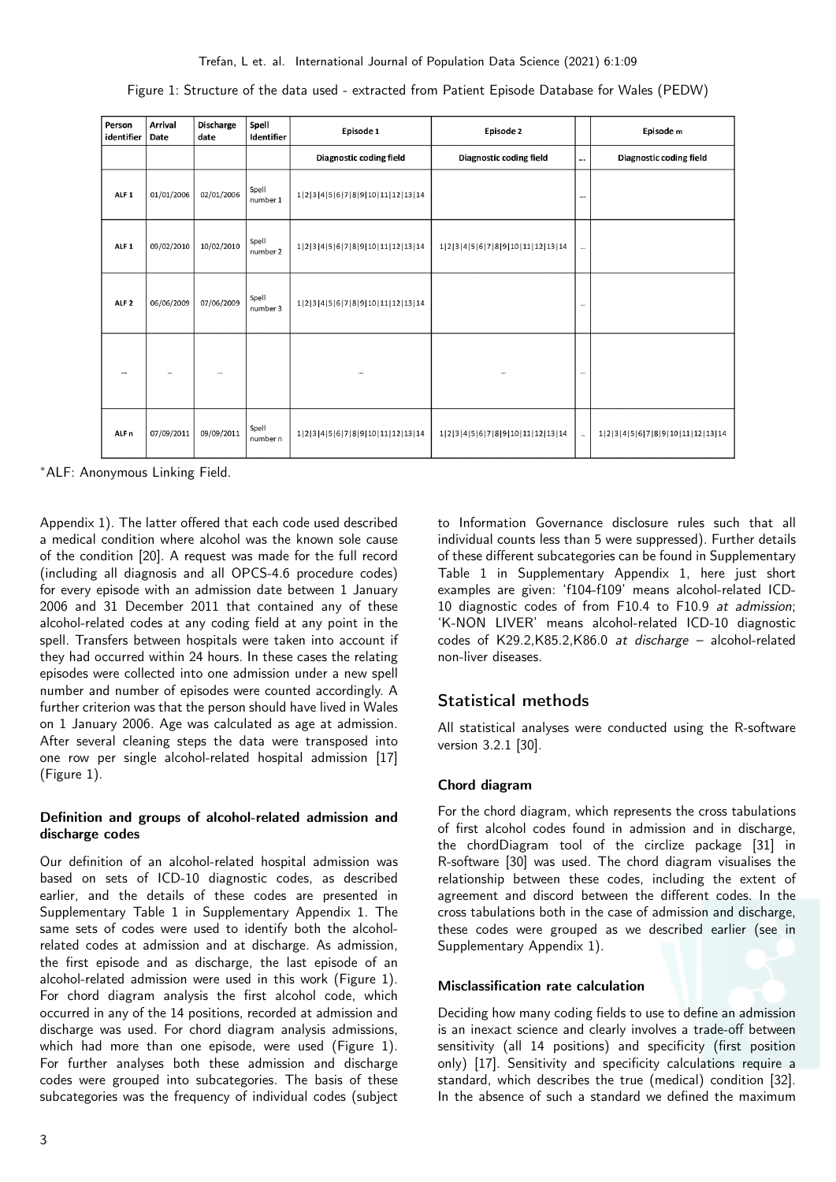Figure 1: Structure of the data used - extracted from Patient Episode Database for Wales (PEDW)

| Person identifier | Arrival Date | Discharge date | Spell Identifier | Episode 1 | Episode 2 | | Episode m |
|---|---|---|---|---|---|---|---|
| | | | | Diagnostic coding field | Diagnostic coding field | … | Diagnostic coding field |
| ALF 1 | 01/01/2006 | 02/01/2006 | Spell number 1 | 1\|2\|3\|4\|5\|6\|7\|8\|9\|10\|11\|12\|13\|14 | | … | |
| ALF 1 | 09/02/2010 | 10/02/2010 | Spell number 2 | 1\|2\|3\|4\|5\|6\|7\|8\|9\|10\|11\|12\|13\|14 | 1\|2\|3\|4\|5\|6\|7\|8\|9\|10\|11\|12\|13\|14 | … | |
| ALF 2 | 06/06/2009 | 07/06/2009 | Spell number 3 | 1\|2\|3\|4\|5\|6\|7\|8\|9\|10\|11\|12\|13\|14 | | … | |
| … | … | … | | … | … | … | |
| ALF n | 07/09/2011 | 09/09/2011 | Spell number n | 1\|2\|3\|4\|5\|6\|7\|8\|9\|10\|11\|12\|13\|14 | 1\|2\|3\|4\|5\|6\|7\|8\|9\|10\|11\|12\|13\|14 | .. | 1\|2\|3\|4\|5\|6\|7\|8\|9\|10\|11\|12\|13\|14 |

*ALF: Anonymous Linking Field.

Appendix 1). The latter offered that each code used described a medical condition where alcohol was the known sole cause of the condition [20]. A request was made for the full record (including all diagnosis and all OPCS-4.6 procedure codes) for every episode with an admission date between 1 January 2006 and 31 December 2011 that contained any of these alcohol-related codes at any coding field at any point in the spell. Transfers between hospitals were taken into account if they had occurred within 24 hours. In these cases the relating episodes were collected into one admission under a new spell number and number of episodes were counted accordingly. A further criterion was that the person should have lived in Wales on 1 January 2006. Age was calculated as age at admission. After several cleaning steps the data were transposed into one row per single alcohol-related hospital admission [17] (Figure 1).

#### Definition and groups of alcohol-related admission and discharge codes

Our definition of an alcohol-related hospital admission was based on sets of ICD-10 diagnostic codes, as described earlier, and the details of these codes are presented in Supplementary Table 1 in Supplementary Appendix 1. The same sets of codes were used to identify both the alcohol-related codes at admission and at discharge. As admission, the first episode and as discharge, the last episode of an alcohol-related admission were used in this work (Figure 1). For chord diagram analysis the first alcohol code, which occurred in any of the 14 positions, recorded at admission and discharge was used. For chord diagram analysis admissions, which had more than one episode, were used (Figure 1). For further analyses both these admission and discharge codes were grouped into subcategories. The basis of these subcategories was the frequency of individual codes (subject to Information Governance disclosure rules such that all individual counts less than 5 were suppressed). Further details of these different subcategories can be found in Supplementary Table 1 in Supplementary Appendix 1, here just short examples are given: 'f104-f109' means alcohol-related ICD-10 diagnostic codes of from F10.4 to F10.9 *at admission*; 'K-NON LIVER' means alcohol-related ICD-10 diagnostic codes of K29.2,K85.2,K86.0 *at discharge* – alcohol-related non-liver diseases.

## Statistical methods

All statistical analyses were conducted using the R-software version 3.2.1 [30].

#### Chord diagram

For the chord diagram, which represents the cross tabulations of first alcohol codes found in admission and in discharge, the chordDiagram tool of the circlize package [31] in R-software [30] was used. The chord diagram visualises the relationship between these codes, including the extent of agreement and discord between the different codes. In the cross tabulations both in the case of admission and discharge, these codes were grouped as we described earlier (see in Supplementary Appendix 1).

#### Misclassification rate calculation

Deciding how many coding fields to use to define an admission is an inexact science and clearly involves a trade-off between sensitivity (all 14 positions) and specificity (first position only) [17]. Sensitivity and specificity calculations require a standard, which describes the true (medical) condition [32]. In the absence of such a standard we defined the maximum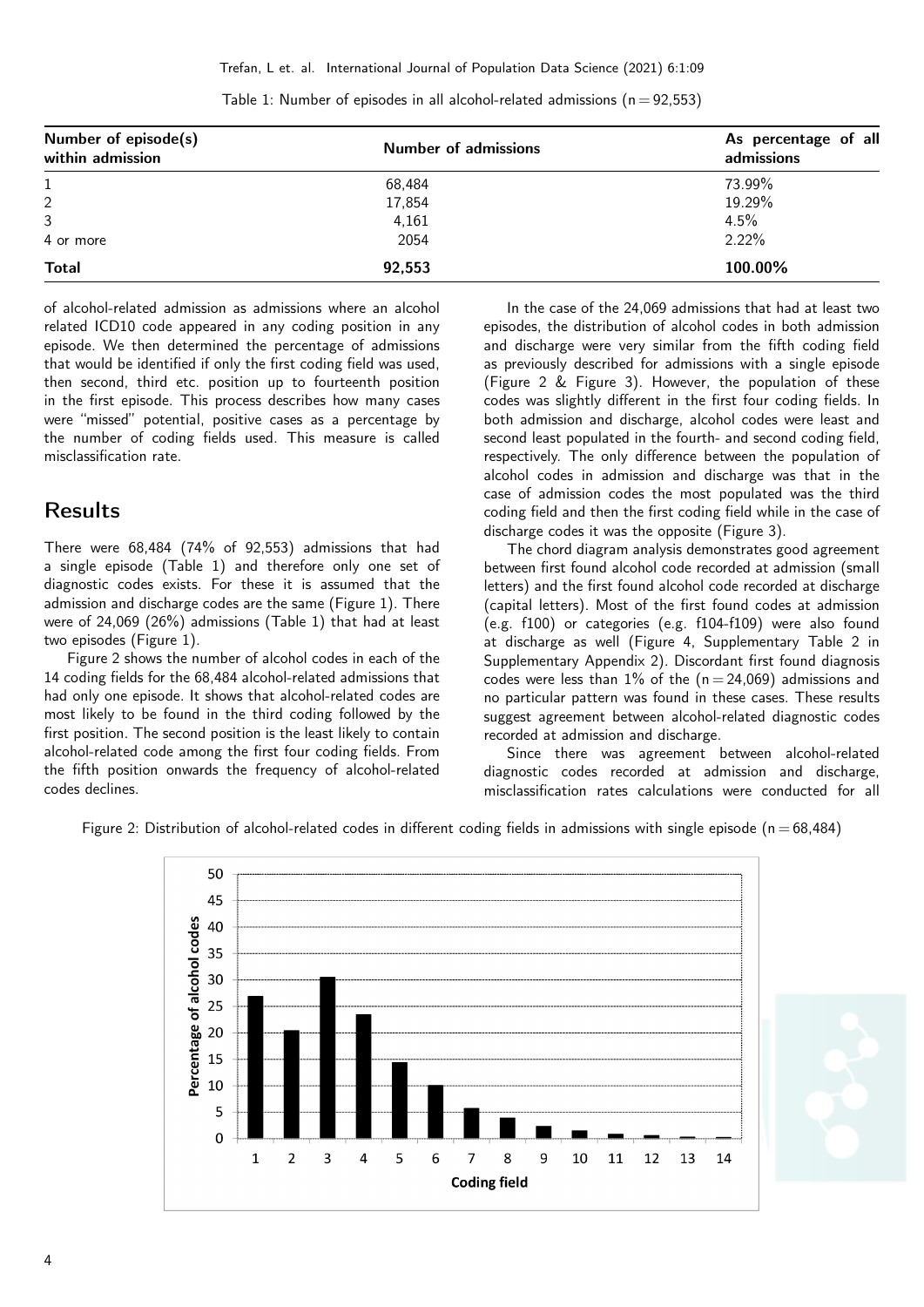Table 1: Number of episodes in all alcohol-related admissions (n = 92,553)

| Number of episode(s) within admission | Number of admissions | As percentage of all admissions |
| --- | --- | --- |
| 1 | 68,484 | 73.99% |
| 2 | 17,854 | 19.29% |
| 3 | 4,161 | 4.5% |
| 4 or more | 2054 | 2.22% |
| **Total** | **92,553** | **100.00%** |

of alcohol-related admission as admissions where an alcohol related ICD10 code appeared in any coding position in any episode. We then determined the percentage of admissions that would be identified if only the first coding field was used, then second, third etc. position up to fourteenth position in the first episode. This process describes how many cases were "missed" potential, positive cases as a percentage by the number of coding fields used. This measure is called misclassification rate.

## Results

There were 68,484 (74% of 92,553) admissions that had a single episode (Table 1) and therefore only one set of diagnostic codes exists. For these it is assumed that the admission and discharge codes are the same (Figure 1). There were of 24,069 (26%) admissions (Table 1) that had at least two episodes (Figure 1).

Figure 2 shows the number of alcohol codes in each of the 14 coding fields for the 68,484 alcohol-related admissions that had only one episode. It shows that alcohol-related codes are most likely to be found in the third coding followed by the first position. The second position is the least likely to contain alcohol-related code among the first four coding fields. From the fifth position onwards the frequency of alcohol-related codes declines.

In the case of the 24,069 admissions that had at least two episodes, the distribution of alcohol codes in both admission and discharge were very similar from the fifth coding field as previously described for admissions with a single episode (Figure 2 & Figure 3). However, the population of these codes was slightly different in the first four coding fields. In both admission and discharge, alcohol codes were least and second least populated in the fourth- and second coding field, respectively. The only difference between the population of alcohol codes in admission and discharge was that in the case of admission codes the most populated was the third coding field and then the first coding field while in the case of discharge codes it was the opposite (Figure 3).

The chord diagram analysis demonstrates good agreement between first found alcohol code recorded at admission (small letters) and the first found alcohol code recorded at discharge (capital letters). Most of the first found codes at admission (e.g. f100) or categories (e.g. f104-f109) were also found at discharge as well (Figure 4, Supplementary Table 2 in Supplementary Appendix 2). Discordant first found diagnosis codes were less than 1% of the (n = 24,069) admissions and no particular pattern was found in these cases. These results suggest agreement between alcohol-related diagnostic codes recorded at admission and discharge.

Since there was agreement between alcohol-related diagnostic codes recorded at admission and discharge, misclassification rates calculations were conducted for all

Figure 2: Distribution of alcohol-related codes in different coding fields in admissions with single episode (n = 68,484)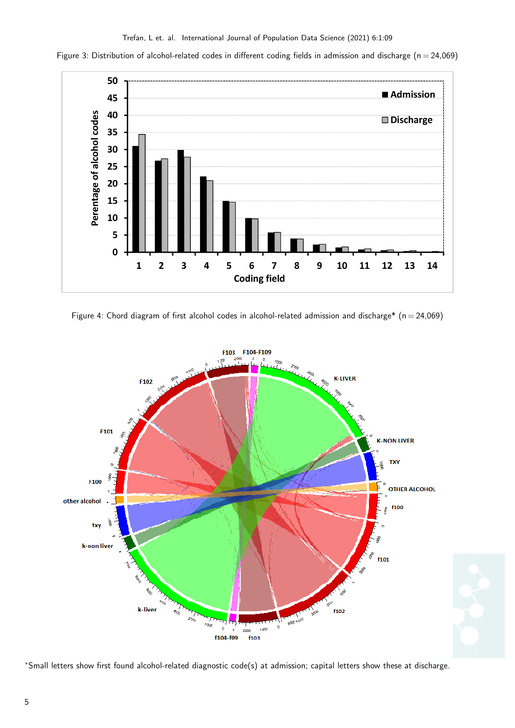Figure 3: Distribution of alcohol-related codes in different coding fields in admission and discharge (n = 24,069)

Figure 4: Chord diagram of first alcohol codes in alcohol-related admission and discharge* (n = 24,069)

*Small letters show first found alcohol-related diagnostic code(s) at admission; capital letters show these at discharge.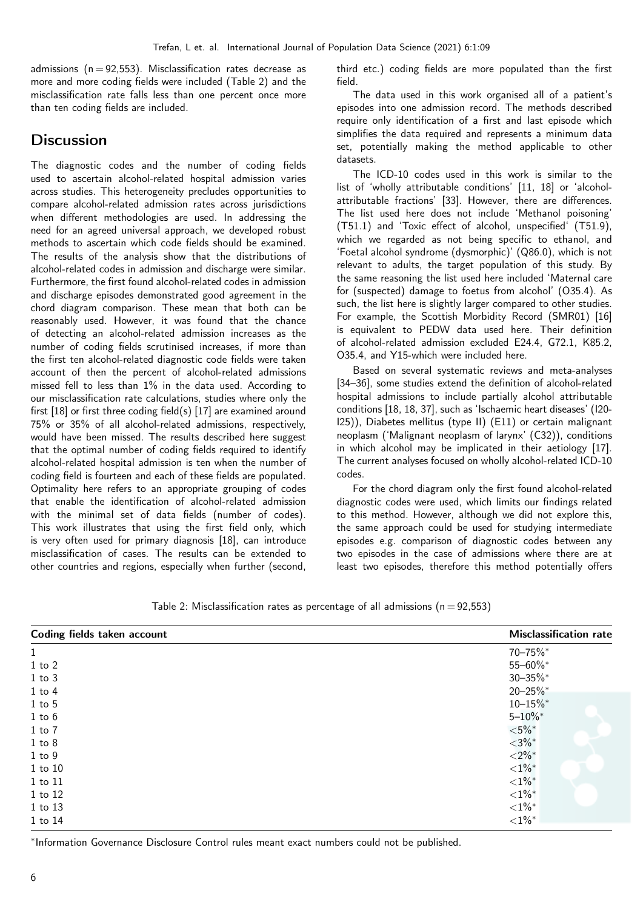admissions (n = 92,553). Misclassification rates decrease as more and more coding fields were included (Table 2) and the misclassification rate falls less than one percent once more than ten coding fields are included.

## Discussion

The diagnostic codes and the number of coding fields used to ascertain alcohol-related hospital admission varies across studies. This heterogeneity precludes opportunities to compare alcohol-related admission rates across jurisdictions when different methodologies are used. In addressing the need for an agreed universal approach, we developed robust methods to ascertain which code fields should be examined. The results of the analysis show that the distributions of alcohol-related codes in admission and discharge were similar. Furthermore, the first found alcohol-related codes in admission and discharge episodes demonstrated good agreement in the chord diagram comparison. These mean that both can be reasonably used. However, it was found that the chance of detecting an alcohol-related admission increases as the number of coding fields scrutinised increases, if more than the first ten alcohol-related diagnostic code fields were taken account of then the percent of alcohol-related admissions missed fell to less than 1% in the data used. According to our misclassification rate calculations, studies where only the first [18] or first three coding field(s) [17] are examined around 75% or 35% of all alcohol-related admissions, respectively, would have been missed. The results described here suggest that the optimal number of coding fields required to identify alcohol-related hospital admission is ten when the number of coding field is fourteen and each of these fields are populated. Optimality here refers to an appropriate grouping of codes that enable the identification of alcohol-related admission with the minimal set of data fields (number of codes). This work illustrates that using the first field only, which is very often used for primary diagnosis [18], can introduce misclassification of cases. The results can be extended to other countries and regions, especially when further (second, third etc.) coding fields are more populated than the first field.

The data used in this work organised all of a patient's episodes into one admission record. The methods described require only identification of a first and last episode which simplifies the data required and represents a minimum data set, potentially making the method applicable to other datasets.

The ICD-10 codes used in this work is similar to the list of 'wholly attributable conditions' [11, 18] or 'alcohol-attributable fractions' [33]. However, there are differences. The list used here does not include 'Methanol poisoning' (T51.1) and 'Toxic effect of alcohol, unspecified' (T51.9), which we regarded as not being specific to ethanol, and 'Foetal alcohol syndrome (dysmorphic)' (Q86.0), which is not relevant to adults, the target population of this study. By the same reasoning the list used here included 'Maternal care for (suspected) damage to foetus from alcohol' (O35.4). As such, the list here is slightly larger compared to other studies. For example, the Scottish Morbidity Record (SMR01) [16] is equivalent to PEDW data used here. Their definition of alcohol-related admission excluded E24.4, G72.1, K85.2, O35.4, and Y15-which were included here.

Based on several systematic reviews and meta-analyses [34–36], some studies extend the definition of alcohol-related hospital admissions to include partially alcohol attributable conditions [18, 18, 37], such as 'Ischaemic heart diseases' (I20-I25)), Diabetes mellitus (type II) (E11) or certain malignant neoplasm ('Malignant neoplasm of larynx' (C32)), conditions in which alcohol may be implicated in their aetiology [17]. The current analyses focused on wholly alcohol-related ICD-10 codes.

For the chord diagram only the first found alcohol-related diagnostic codes were used, which limits our findings related to this method. However, although we did not explore this, the same approach could be used for studying intermediate episodes e.g. comparison of diagnostic codes between any two episodes in the case of admissions where there are at least two episodes, therefore this method potentially offers

Table 2: Misclassification rates as percentage of all admissions (n = 92,553)

| **Coding fields taken account** | **Misclassification rate** |
|---|---|
| 1 | 70–75%* |
| 1 to 2 | 55–60%* |
| 1 to 3 | 30–35%* |
| 1 to 4 | 20–25%* |
| 1 to 5 | 10–15%* |
| 1 to 6 | 5–10%* |
| 1 to 7 | <5%* |
| 1 to 8 | <3%* |
| 1 to 9 | <2%* |
| 1 to 10 | <1%* |
| 1 to 11 | <1%* |
| 1 to 12 | <1%* |
| 1 to 13 | <1%* |
| 1 to 14 | <1%* |

*Information Governance Disclosure Control rules meant exact numbers could not be published.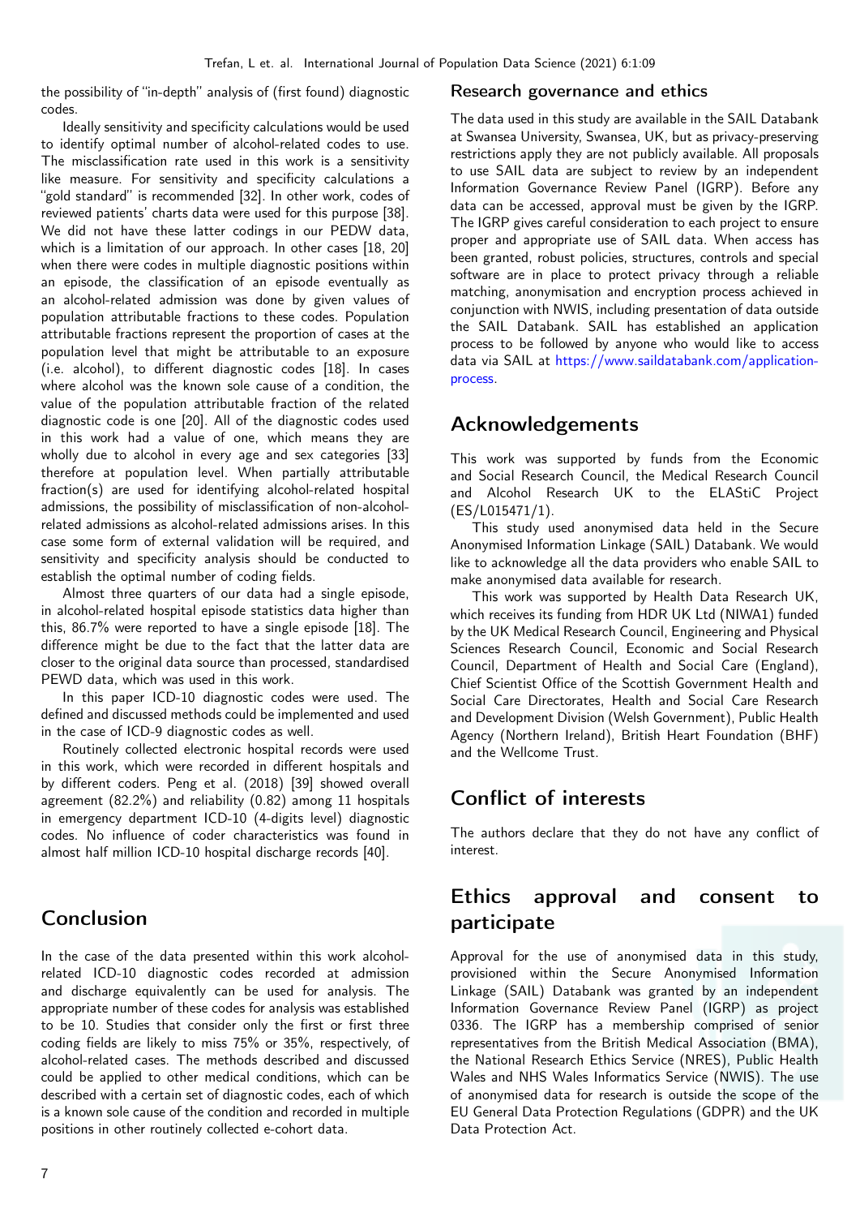the possibility of "in-depth" analysis of (first found) diagnostic codes.

Ideally sensitivity and specificity calculations would be used to identify optimal number of alcohol-related codes to use. The misclassification rate used in this work is a sensitivity like measure. For sensitivity and specificity calculations a "gold standard" is recommended [32]. In other work, codes of reviewed patients' charts data were used for this purpose [38]. We did not have these latter codings in our PEDW data, which is a limitation of our approach. In other cases [18, 20] when there were codes in multiple diagnostic positions within an episode, the classification of an episode eventually as an alcohol-related admission was done by given values of population attributable fractions to these codes. Population attributable fractions represent the proportion of cases at the population level that might be attributable to an exposure (i.e. alcohol), to different diagnostic codes [18]. In cases where alcohol was the known sole cause of a condition, the value of the population attributable fraction of the related diagnostic code is one [20]. All of the diagnostic codes used in this work had a value of one, which means they are wholly due to alcohol in every age and sex categories [33] therefore at population level. When partially attributable fraction(s) are used for identifying alcohol-related hospital admissions, the possibility of misclassification of non-alcohol-related admissions as alcohol-related admissions arises. In this case some form of external validation will be required, and sensitivity and specificity analysis should be conducted to establish the optimal number of coding fields.

Almost three quarters of our data had a single episode, in alcohol-related hospital episode statistics data higher than this, 86.7% were reported to have a single episode [18]. The difference might be due to the fact that the latter data are closer to the original data source than processed, standardised PEWD data, which was used in this work.

In this paper ICD-10 diagnostic codes were used. The defined and discussed methods could be implemented and used in the case of ICD-9 diagnostic codes as well.

Routinely collected electronic hospital records were used in this work, which were recorded in different hospitals and by different coders. Peng et al. (2018) [39] showed overall agreement (82.2%) and reliability (0.82) among 11 hospitals in emergency department ICD-10 (4-digits level) diagnostic codes. No influence of coder characteristics was found in almost half million ICD-10 hospital discharge records [40].

## Conclusion

In the case of the data presented within this work alcohol-related ICD-10 diagnostic codes recorded at admission and discharge equivalently can be used for analysis. The appropriate number of these codes for analysis was established to be 10. Studies that consider only the first or first three coding fields are likely to miss 75% or 35%, respectively, of alcohol-related cases. The methods described and discussed could be applied to other medical conditions, which can be described with a certain set of diagnostic codes, each of which is a known sole cause of the condition and recorded in multiple positions in other routinely collected e-cohort data.

## Research governance and ethics

The data used in this study are available in the SAIL Databank at Swansea University, Swansea, UK, but as privacy-preserving restrictions apply they are not publicly available. All proposals to use SAIL data are subject to review by an independent Information Governance Review Panel (IGRP). Before any data can be accessed, approval must be given by the IGRP. The IGRP gives careful consideration to each project to ensure proper and appropriate use of SAIL data. When access has been granted, robust policies, structures, controls and special software are in place to protect privacy through a reliable matching, anonymisation and encryption process achieved in conjunction with NWIS, including presentation of data outside the SAIL Databank. SAIL has established an application process to be followed by anyone who would like to access data via SAIL at https://www.saildatabank.com/application-process.

## Acknowledgements

This work was supported by funds from the Economic and Social Research Council, the Medical Research Council and Alcohol Research UK to the ELAStiC Project (ES/L015471/1).

This study used anonymised data held in the Secure Anonymised Information Linkage (SAIL) Databank. We would like to acknowledge all the data providers who enable SAIL to make anonymised data available for research.

This work was supported by Health Data Research UK, which receives its funding from HDR UK Ltd (NIWA1) funded by the UK Medical Research Council, Engineering and Physical Sciences Research Council, Economic and Social Research Council, Department of Health and Social Care (England), Chief Scientist Office of the Scottish Government Health and Social Care Directorates, Health and Social Care Research and Development Division (Welsh Government), Public Health Agency (Northern Ireland), British Heart Foundation (BHF) and the Wellcome Trust.

## Conflict of interests

The authors declare that they do not have any conflict of interest.

## Ethics approval and consent to participate

Approval for the use of anonymised data in this study, provisioned within the Secure Anonymised Information Linkage (SAIL) Databank was granted by an independent Information Governance Review Panel (IGRP) as project 0336. The IGRP has a membership comprised of senior representatives from the British Medical Association (BMA), the National Research Ethics Service (NRES), Public Health Wales and NHS Wales Informatics Service (NWIS). The use of anonymised data for research is outside the scope of the EU General Data Protection Regulations (GDPR) and the UK Data Protection Act.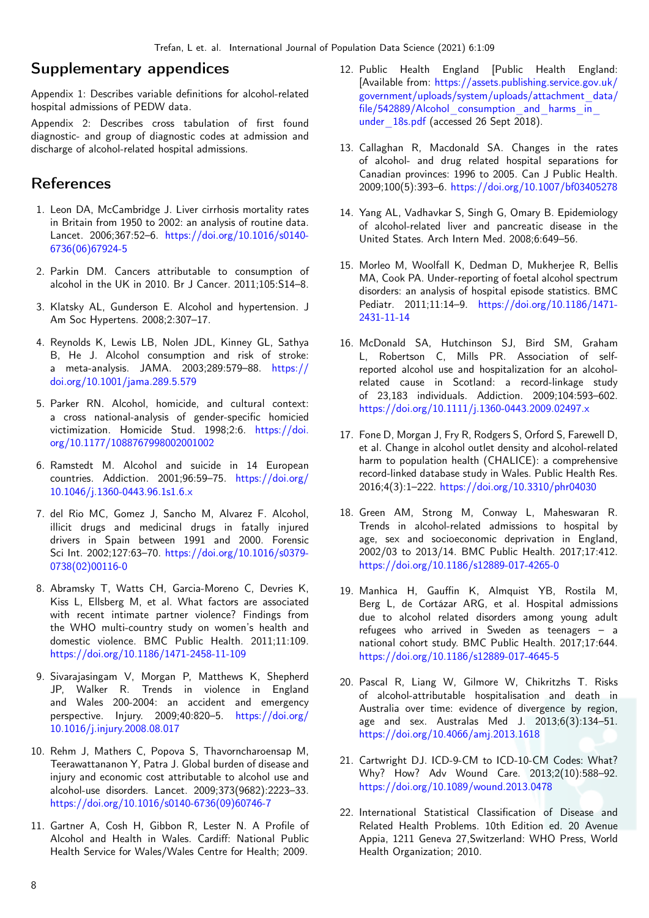## Supplementary appendices

Appendix 1: Describes variable definitions for alcohol-related hospital admissions of PEDW data.

Appendix 2: Describes cross tabulation of first found diagnostic- and group of diagnostic codes at admission and discharge of alcohol-related hospital admissions.

## References

1. Leon DA, McCambridge J. Liver cirrhosis mortality rates in Britain from 1950 to 2002: an analysis of routine data. Lancet. 2006;367:52–6. https://doi.org/10.1016/s0140-6736(06)67924-5
2. Parkin DM. Cancers attributable to consumption of alcohol in the UK in 2010. Br J Cancer. 2011;105:S14–8.
3. Klatsky AL, Gunderson E. Alcohol and hypertension. J Am Soc Hypertens. 2008;2:307–17.
4. Reynolds K, Lewis LB, Nolen JDL, Kinney GL, Sathya B, He J. Alcohol consumption and risk of stroke: a meta-analysis. JAMA. 2003;289:579–88. https://doi.org/10.1001/jama.289.5.579
5. Parker RN. Alcohol, homicide, and cultural context: a cross national-analysis of gender-specific homicied victimization. Homicide Stud. 1998;2:6. https://doi.org/10.1177/1088767998002001002
6. Ramstedt M. Alcohol and suicide in 14 European countries. Addiction. 2001;96:59–75. https://doi.org/10.1046/j.1360-0443.96.1s1.6.x
7. del Rio MC, Gomez J, Sancho M, Alvarez F. Alcohol, illicit drugs and medicinal drugs in fatally injured drivers in Spain between 1991 and 2000. Forensic Sci Int. 2002;127:63–70. https://doi.org/10.1016/s0379-0738(02)00116-0
8. Abramsky T, Watts CH, Garcia-Moreno C, Devries K, Kiss L, Ellsberg M, et al. What factors are associated with recent intimate partner violence? Findings from the WHO multi-country study on women's health and domestic violence. BMC Public Health. 2011;11:109. https://doi.org/10.1186/1471-2458-11-109
9. Sivarajasingam V, Morgan P, Matthews K, Shepherd JP, Walker R. Trends in violence in England and Wales 200-2004: an accident and emergency perspective. Injury. 2009;40:820–5. https://doi.org/10.1016/j.injury.2008.08.017
10. Rehm J, Mathers C, Popova S, Thavorncharoensap M, Teerawattananon Y, Patra J. Global burden of disease and injury and economic cost attributable to alcohol use and alcohol-use disorders. Lancet. 2009;373(9682):2223–33. https://doi.org/10.1016/s0140-6736(09)60746-7
11. Gartner A, Cosh H, Gibbon R, Lester N. A Profile of Alcohol and Health in Wales. Cardiff: National Public Health Service for Wales/Wales Centre for Health; 2009.
12. Public Health England [Public Health England: [Available from: https://assets.publishing.service.gov.uk/government/uploads/system/uploads/attachment_data/file/542889/Alcohol_consumption_and_harms_in_under_18s.pdf (accessed 26 Sept 2018).
13. Callaghan R, Macdonald SA. Changes in the rates of alcohol- and drug related hospital separations for Canadian provinces: 1996 to 2005. Can J Public Health. 2009;100(5):393–6. https://doi.org/10.1007/bf03405278
14. Yang AL, Vadhavkar S, Singh G, Omary B. Epidemiology of alcohol-related liver and pancreatic disease in the United States. Arch Intern Med. 2008;6:649–56.
15. Morleo M, Woolfall K, Dedman D, Mukherjee R, Bellis MA, Cook PA. Under-reporting of foetal alcohol spectrum disorders: an analysis of hospital episode statistics. BMC Pediatr. 2011;11:14–9. https://doi.org/10.1186/1471-2431-11-14
16. McDonald SA, Hutchinson SJ, Bird SM, Graham L, Robertson C, Mills PR. Association of self-reported alcohol use and hospitalization for an alcohol-related cause in Scotland: a record-linkage study of 23,183 individuals. Addiction. 2009;104:593–602. https://doi.org/10.1111/j.1360-0443.2009.02497.x
17. Fone D, Morgan J, Fry R, Rodgers S, Orford S, Farewell D, et al. Change in alcohol outlet density and alcohol-related harm to population health (CHALICE): a comprehensive record-linked database study in Wales. Public Health Res. 2016;4(3):1–222. https://doi.org/10.3310/phr04030
18. Green AM, Strong M, Conway L, Maheswaran R. Trends in alcohol-related admissions to hospital by age, sex and socioeconomic deprivation in England, 2002/03 to 2013/14. BMC Public Health. 2017;17:412. https://doi.org/10.1186/s12889-017-4265-0
19. Manhica H, Gauffin K, Almquist YB, Rostila M, Berg L, de Cortázar ARG, et al. Hospital admissions due to alcohol related disorders among young adult refugees who arrived in Sweden as teenagers – a national cohort study. BMC Public Health. 2017;17:644. https://doi.org/10.1186/s12889-017-4645-5
20. Pascal R, Liang W, Gilmore W, Chikritzhs T. Risks of alcohol-attributable hospitalisation and death in Australia over time: evidence of divergence by region, age and sex. Australas Med J. 2013;6(3):134–51. https://doi.org/10.4066/amj.2013.1618
21. Cartwright DJ. ICD-9-CM to ICD-10-CM Codes: What? Why? How? Adv Wound Care. 2013;2(10):588–92. https://doi.org/10.1089/wound.2013.0478
22. International Statistical Classification of Disease and Related Health Problems. 10th Edition ed. 20 Avenue Appia, 1211 Geneva 27,Switzerland: WHO Press, World Health Organization; 2010.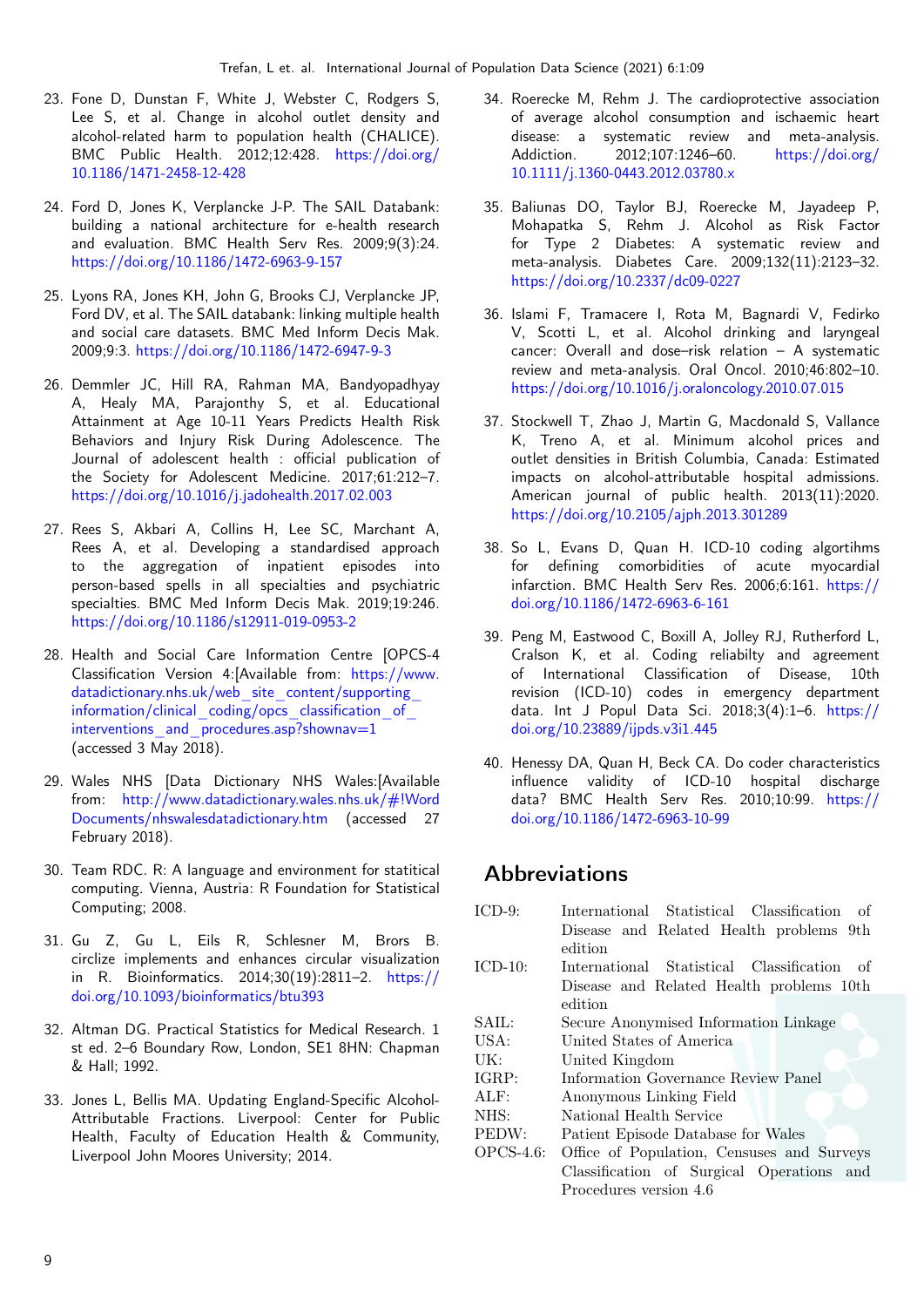23. Fone D, Dunstan F, White J, Webster C, Rodgers S, Lee S, et al. Change in alcohol outlet density and alcohol-related harm to population health (CHALICE). BMC Public Health. 2012;12:428. https://doi.org/10.1186/1471-2458-12-428

24. Ford D, Jones K, Verplancke J-P. The SAIL Databank: building a national architecture for e-health research and evaluation. BMC Health Serv Res. 2009;9(3):24. https://doi.org/10.1186/1472-6963-9-157

25. Lyons RA, Jones KH, John G, Brooks CJ, Verplancke JP, Ford DV, et al. The SAIL databank: linking multiple health and social care datasets. BMC Med Inform Decis Mak. 2009;9:3. https://doi.org/10.1186/1472-6947-9-3

26. Demmler JC, Hill RA, Rahman MA, Bandyopadhyay A, Healy MA, Parajonthy S, et al. Educational Attainment at Age 10-11 Years Predicts Health Risk Behaviors and Injury Risk During Adolescence. The Journal of adolescent health : official publication of the Society for Adolescent Medicine. 2017;61:212–7. https://doi.org/10.1016/j.jadohealth.2017.02.003

27. Rees S, Akbari A, Collins H, Lee SC, Marchant A, Rees A, et al. Developing a standardised approach to the aggregation of inpatient episodes into person-based spells in all specialties and psychiatric specialties. BMC Med Inform Decis Mak. 2019;19:246. https://doi.org/10.1186/s12911-019-0953-2

28. Health and Social Care Information Centre [OPCS-4 Classification Version 4:[Available from: https://www.datadictionary.nhs.uk/web_site_content/supporting_information/clinical_coding/opcs_classification_of_interventions_and_procedures.asp?shownav=1 (accessed 3 May 2018).

29. Wales NHS [Data Dictionary NHS Wales:[Available from: http://www.datadictionary.wales.nhs.uk/#!WordDocuments/nhswalesdatadictionary.htm (accessed 27 February 2018).

30. Team RDC. R: A language and environment for statitical computing. Vienna, Austria: R Foundation for Statistical Computing; 2008.

31. Gu Z, Gu L, Eils R, Schlesner M, Brors B. circlize implements and enhances circular visualization in R. Bioinformatics. 2014;30(19):2811–2. https://doi.org/10.1093/bioinformatics/btu393

32. Altman DG. Practical Statistics for Medical Research. 1 st ed. 2–6 Boundary Row, London, SE1 8HN: Chapman & Hall; 1992.

33. Jones L, Bellis MA. Updating England-Specific Alcohol-Attributable Fractions. Liverpool: Center for Public Health, Faculty of Education Health & Community, Liverpool John Moores University; 2014.

34. Roerecke M, Rehm J. The cardioprotective association of average alcohol consumption and ischaemic heart disease: a systematic review and meta-analysis. Addiction. 2012;107:1246–60. https://doi.org/10.1111/j.1360-0443.2012.03780.x

35. Baliunas DO, Taylor BJ, Roerecke M, Jayadeep P, Mohapatka S, Rehm J. Alcohol as Risk Factor for Type 2 Diabetes: A systematic review and meta-analysis. Diabetes Care. 2009;132(11):2123–32. https://doi.org/10.2337/dc09-0227

36. Islami F, Tramacere I, Rota M, Bagnardi V, Fedirko V, Scotti L, et al. Alcohol drinking and laryngeal cancer: Overall and dose–risk relation – A systematic review and meta-analysis. Oral Oncol. 2010;46:802–10. https://doi.org/10.1016/j.oraloncology.2010.07.015

37. Stockwell T, Zhao J, Martin G, Macdonald S, Vallance K, Treno A, et al. Minimum alcohol prices and outlet densities in British Columbia, Canada: Estimated impacts on alcohol-attributable hospital admissions. American journal of public health. 2013(11):2020. https://doi.org/10.2105/ajph.2013.301289

38. So L, Evans D, Quan H. ICD-10 coding algortihms for defining comorbidities of acute myocardial infarction. BMC Health Serv Res. 2006;6:161. https://doi.org/10.1186/1472-6963-6-161

39. Peng M, Eastwood C, Boxill A, Jolley RJ, Rutherford L, Cralson K, et al. Coding reliabilty and agreement of International Classification of Disease, 10th revision (ICD-10) codes in emergency department data. Int J Popul Data Sci. 2018;3(4):1–6. https://doi.org/10.23889/ijpds.v3i1.445

40. Henessy DA, Quan H, Beck CA. Do coder characteristics influence validity of ICD-10 hospital discharge data? BMC Health Serv Res. 2010;10:99. https://doi.org/10.1186/1472-6963-10-99

## Abbreviations

ICD-9: International Statistical Classification of Disease and Related Health problems 9th edition
ICD-10: International Statistical Classification of Disease and Related Health problems 10th edition
SAIL: Secure Anonymised Information Linkage
USA: United States of America
UK: United Kingdom
IGRP: Information Governance Review Panel
ALF: Anonymous Linking Field
NHS: National Health Service
PEDW: Patient Episode Database for Wales
OPCS-4.6: Office of Population, Censuses and Surveys Classification of Surgical Operations and Procedures version 4.6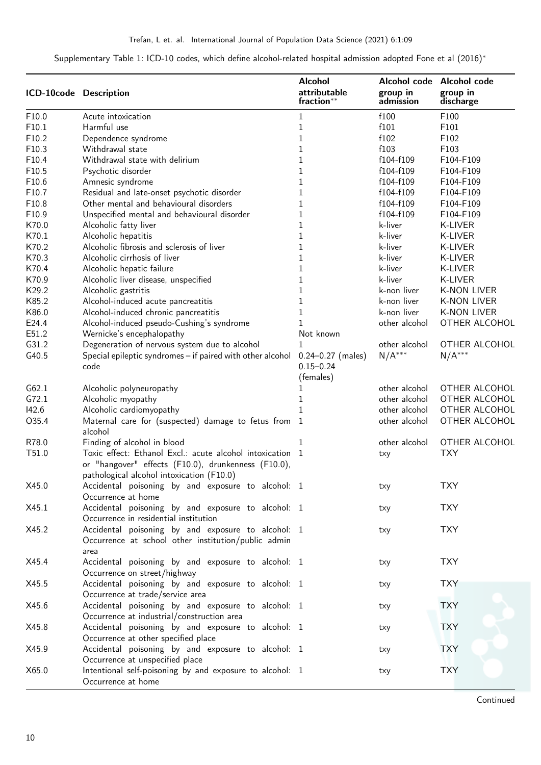Supplementary Table 1: ICD-10 codes, which define alcohol-related hospital admission adopted Fone et al (2016)*

| ICD-10code | Description | Alcohol attributable fraction** | Alcohol code group in admission | Alcohol code group in discharge |
|---|---|---|---|---|
| F10.0 | Acute intoxication | 1 | f100 | F100 |
| F10.1 | Harmful use | 1 | f101 | F101 |
| F10.2 | Dependence syndrome | 1 | f102 | F102 |
| F10.3 | Withdrawal state | 1 | f103 | F103 |
| F10.4 | Withdrawal state with delirium | 1 | f104-f109 | F104-F109 |
| F10.5 | Psychotic disorder | 1 | f104-f109 | F104-F109 |
| F10.6 | Amnesic syndrome | 1 | f104-f109 | F104-F109 |
| F10.7 | Residual and late-onset psychotic disorder | 1 | f104-f109 | F104-F109 |
| F10.8 | Other mental and behavioural disorders | 1 | f104-f109 | F104-F109 |
| F10.9 | Unspecified mental and behavioural disorder | 1 | f104-f109 | F104-F109 |
| K70.0 | Alcoholic fatty liver | 1 | k-liver | K-LIVER |
| K70.1 | Alcoholic hepatitis | 1 | k-liver | K-LIVER |
| K70.2 | Alcoholic fibrosis and sclerosis of liver | 1 | k-liver | K-LIVER |
| K70.3 | Alcoholic cirrhosis of liver | 1 | k-liver | K-LIVER |
| K70.4 | Alcoholic hepatic failure | 1 | k-liver | K-LIVER |
| K70.9 | Alcoholic liver disease, unspecified | 1 | k-liver | K-LIVER |
| K29.2 | Alcoholic gastritis | 1 | k-non liver | K-NON LIVER |
| K85.2 | Alcohol-induced acute pancreatitis | 1 | k-non liver | K-NON LIVER |
| K86.0 | Alcohol-induced chronic pancreatitis | 1 | k-non liver | K-NON LIVER |
| E24.4 | Alcohol-induced pseudo-Cushing's syndrome | 1 | other alcohol | OTHER ALCOHOL |
| E51.2 | Wernicke's encephalopathy | Not known | | |
| G31.2 | Degeneration of nervous system due to alcohol | 1 | other alcohol | OTHER ALCOHOL |
| G40.5 | Special epileptic syndromes – if paired with other alcohol code | 0.24–0.27 (males) 0.15–0.24 (females) | N/A*** | N/A*** |
| G62.1 | Alcoholic polyneuropathy | 1 | other alcohol | OTHER ALCOHOL |
| G72.1 | Alcoholic myopathy | 1 | other alcohol | OTHER ALCOHOL |
| I42.6 | Alcoholic cardiomyopathy | 1 | other alcohol | OTHER ALCOHOL |
| O35.4 | Maternal care for (suspected) damage to fetus from alcohol | 1 | other alcohol | OTHER ALCOHOL |
| R78.0 | Finding of alcohol in blood | 1 | other alcohol | OTHER ALCOHOL |
| T51.0 | Toxic effect: Ethanol Excl.: acute alcohol intoxication or "hangover" effects (F10.0), drunkenness (F10.0), pathological alcohol intoxication (F10.0) | 1 | txy | TXY |
| X45.0 | Accidental poisoning by and exposure to alcohol: Occurrence at home | 1 | txy | TXY |
| X45.1 | Accidental poisoning by and exposure to alcohol: Occurrence in residential institution | 1 | txy | TXY |
| X45.2 | Accidental poisoning by and exposure to alcohol: Occurrence at school other institution/public admin area | 1 | txy | TXY |
| X45.4 | Accidental poisoning by and exposure to alcohol: Occurrence on street/highway | 1 | txy | TXY |
| X45.5 | Accidental poisoning by and exposure to alcohol: Occurrence at trade/service area | 1 | txy | TXY |
| X45.6 | Accidental poisoning by and exposure to alcohol: Occurrence at industrial/construction area | 1 | txy | TXY |
| X45.8 | Accidental poisoning by and exposure to alcohol: Occurrence at other specified place | 1 | txy | TXY |
| X45.9 | Accidental poisoning by and exposure to alcohol: Occurrence at unspecified place | 1 | txy | TXY |
| X65.0 | Intentional self-poisoning by and exposure to alcohol: Occurrence at home | 1 | txy | TXY |

Continued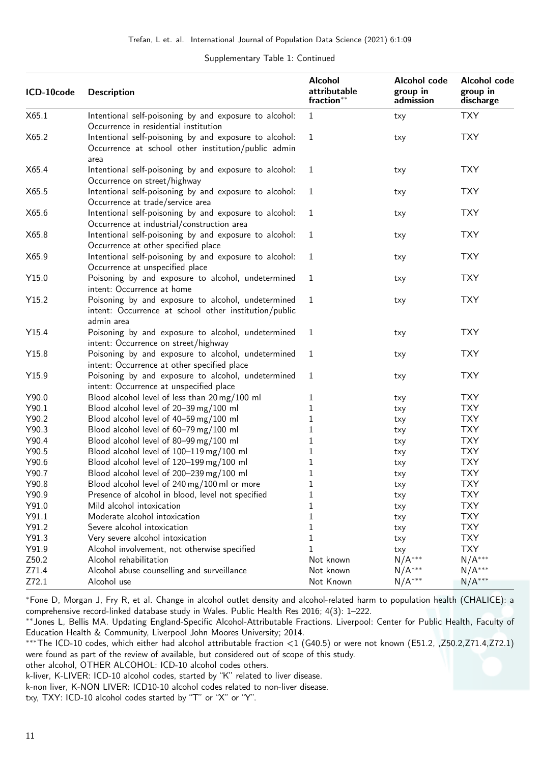Supplementary Table 1: Continued

| ICD-10code | Description | Alcohol attributable fraction** | Alcohol code group in admission | Alcohol code group in discharge |
|---|---|---|---|---|
| X65.1 | Intentional self-poisoning by and exposure to alcohol: Occurrence in residential institution | 1 | txy | TXY |
| X65.2 | Intentional self-poisoning by and exposure to alcohol: Occurrence at school other institution/public admin area | 1 | txy | TXY |
| X65.4 | Intentional self-poisoning by and exposure to alcohol: Occurrence on street/highway | 1 | txy | TXY |
| X65.5 | Intentional self-poisoning by and exposure to alcohol: Occurrence at trade/service area | 1 | txy | TXY |
| X65.6 | Intentional self-poisoning by and exposure to alcohol: Occurrence at industrial/construction area | 1 | txy | TXY |
| X65.8 | Intentional self-poisoning by and exposure to alcohol: Occurrence at other specified place | 1 | txy | TXY |
| X65.9 | Intentional self-poisoning by and exposure to alcohol: Occurrence at unspecified place | 1 | txy | TXY |
| Y15.0 | Poisoning by and exposure to alcohol, undetermined intent: Occurrence at home | 1 | txy | TXY |
| Y15.2 | Poisoning by and exposure to alcohol, undetermined intent: Occurrence at school other institution/public admin area | 1 | txy | TXY |
| Y15.4 | Poisoning by and exposure to alcohol, undetermined intent: Occurrence on street/highway | 1 | txy | TXY |
| Y15.8 | Poisoning by and exposure to alcohol, undetermined intent: Occurrence at other specified place | 1 | txy | TXY |
| Y15.9 | Poisoning by and exposure to alcohol, undetermined intent: Occurrence at unspecified place | 1 | txy | TXY |
| Y90.0 | Blood alcohol level of less than 20 mg/100 ml | 1 | txy | TXY |
| Y90.1 | Blood alcohol level of 20–39 mg/100 ml | 1 | txy | TXY |
| Y90.2 | Blood alcohol level of 40–59 mg/100 ml | 1 | txy | TXY |
| Y90.3 | Blood alcohol level of 60–79 mg/100 ml | 1 | txy | TXY |
| Y90.4 | Blood alcohol level of 80–99 mg/100 ml | 1 | txy | TXY |
| Y90.5 | Blood alcohol level of 100–119 mg/100 ml | 1 | txy | TXY |
| Y90.6 | Blood alcohol level of 120–199 mg/100 ml | 1 | txy | TXY |
| Y90.7 | Blood alcohol level of 200–239 mg/100 ml | 1 | txy | TXY |
| Y90.8 | Blood alcohol level of 240 mg/100 ml or more | 1 | txy | TXY |
| Y90.9 | Presence of alcohol in blood, level not specified | 1 | txy | TXY |
| Y91.0 | Mild alcohol intoxication | 1 | txy | TXY |
| Y91.1 | Moderate alcohol intoxication | 1 | txy | TXY |
| Y91.2 | Severe alcohol intoxication | 1 | txy | TXY |
| Y91.3 | Very severe alcohol intoxication | 1 | txy | TXY |
| Y91.9 | Alcohol involvement, not otherwise specified | 1 | txy | TXY |
| Z50.2 | Alcohol rehabilitation | Not known | N/A*** | N/A*** |
| Z71.4 | Alcohol abuse counselling and surveillance | Not known | N/A*** | N/A*** |
| Z72.1 | Alcohol use | Not Known | N/A*** | N/A*** |

*Fone D, Morgan J, Fry R, et al. Change in alcohol outlet density and alcohol-related harm to population health (CHALICE): a comprehensive record-linked database study in Wales. Public Health Res 2016; 4(3): 1–222.

**Jones L, Bellis MA. Updating England-Specific Alcohol-Attributable Fractions. Liverpool: Center for Public Health, Faculty of Education Health & Community, Liverpool John Moores University; 2014.

***The ICD-10 codes, which either had alcohol attributable fraction <1 (G40.5) or were not known (E51.2, ,Z50.2,Z71.4,Z72.1) were found as part of the review of available, but considered out of scope of this study.

other alcohol, OTHER ALCOHOL: ICD-10 alcohol codes others.

k-liver, K-LIVER: ICD-10 alcohol codes, started by "K" related to liver disease.

k-non liver, K-NON LIVER: ICD10-10 alcohol codes related to non-liver disease.

txy, TXY: ICD-10 alcohol codes started by "T" or "X" or "Y".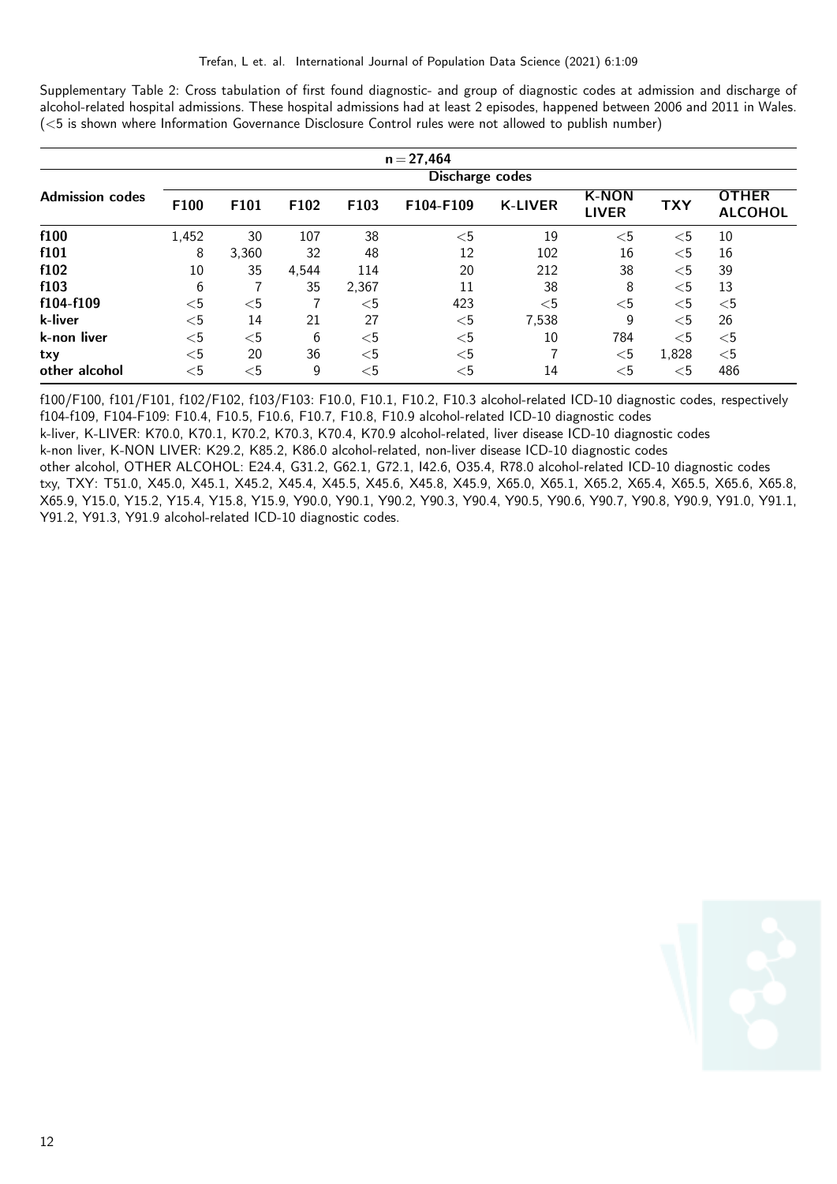Supplementary Table 2: Cross tabulation of first found diagnostic- and group of diagnostic codes at admission and discharge of alcohol-related hospital admissions. These hospital admissions had at least 2 episodes, happened between 2006 and 2011 in Wales. (<5 is shown where Information Governance Disclosure Control rules were not allowed to publish number)

| | n = 27,464 | | | | | | | | |
|---|---|---|---|---|---|---|---|---|---|
| | Discharge codes | | | | | | | | |
| **Admission codes** | **F100** | **F101** | **F102** | **F103** | **F104-F109** | **K-LIVER** | **K-NON LIVER** | **TXY** | **OTHER ALCOHOL** |
| **f100** | 1,452 | 30 | 107 | 38 | <5 | 19 | <5 | <5 | 10 |
| **f101** | 8 | 3,360 | 32 | 48 | 12 | 102 | 16 | <5 | 16 |
| **f102** | 10 | 35 | 4,544 | 114 | 20 | 212 | 38 | <5 | 39 |
| **f103** | 6 | 7 | 35 | 2,367 | 11 | 38 | 8 | <5 | 13 |
| **f104-f109** | <5 | <5 | 7 | <5 | 423 | <5 | <5 | <5 | <5 |
| **k-liver** | <5 | 14 | 21 | 27 | <5 | 7,538 | 9 | <5 | 26 |
| **k-non liver** | <5 | <5 | 6 | <5 | <5 | 10 | 784 | <5 | <5 |
| **txy** | <5 | 20 | 36 | <5 | <5 | 7 | <5 | 1,828 | <5 |
| **other alcohol** | <5 | <5 | 9 | <5 | <5 | 14 | <5 | <5 | 486 |

f100/F100, f101/F101, f102/F102, f103/F103: F10.0, F10.1, F10.2, F10.3 alcohol-related ICD-10 diagnostic codes, respectively
f104-f109, F104-F109: F10.4, F10.5, F10.6, F10.7, F10.8, F10.9 alcohol-related ICD-10 diagnostic codes
k-liver, K-LIVER: K70.0, K70.1, K70.2, K70.3, K70.4, K70.9 alcohol-related, liver disease ICD-10 diagnostic codes
k-non liver, K-NON LIVER: K29.2, K85.2, K86.0 alcohol-related, non-liver disease ICD-10 diagnostic codes
other alcohol, OTHER ALCOHOL: E24.4, G31.2, G62.1, G72.1, I42.6, O35.4, R78.0 alcohol-related ICD-10 diagnostic codes
txy, TXY: T51.0, X45.0, X45.1, X45.2, X45.4, X45.5, X45.6, X45.8, X45.9, X65.0, X65.1, X65.2, X65.4, X65.5, X65.6, X65.8, X65.9, Y15.0, Y15.2, Y15.4, Y15.8, Y15.9, Y90.0, Y90.1, Y90.2, Y90.3, Y90.4, Y90.5, Y90.6, Y90.7, Y90.8, Y90.9, Y91.0, Y91.1, Y91.2, Y91.3, Y91.9 alcohol-related ICD-10 diagnostic codes.